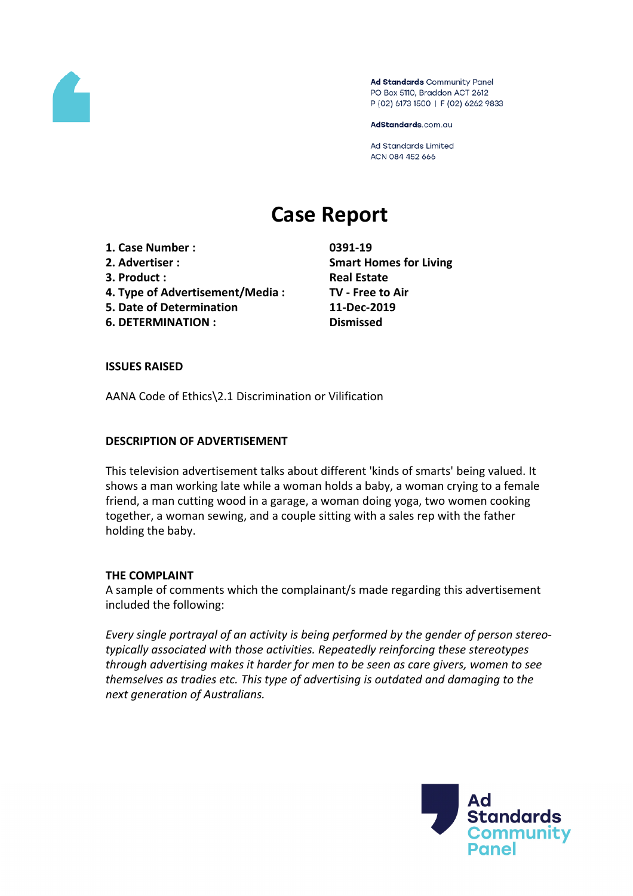Ad Standards Community Panel
PO Box 5110, Braddon ACT 2612
P (02) 6173 1500 | F (02) 6262 9833

AdStandards.com.au

Ad Standards Limited
ACN 084 452 666

# Case Report

| | |
|---|---|
| **1. Case Number :** | **0391-19** |
| **2. Advertiser :** | **Smart Homes for Living** |
| **3. Product :** | **Real Estate** |
| **4. Type of Advertisement/Media :** | **TV - Free to Air** |
| **5. Date of Determination** | **11-Dec-2019** |
| **6. DETERMINATION :** | **Dismissed** |

**ISSUES RAISED**

AANA Code of Ethics\2.1 Discrimination or Vilification

**DESCRIPTION OF ADVERTISEMENT**

This television advertisement talks about different 'kinds of smarts' being valued. It shows a man working late while a woman holds a baby, a woman crying to a female friend, a man cutting wood in a garage, a woman doing yoga, two women cooking together, a woman sewing, and a couple sitting with a sales rep with the father holding the baby.

**THE COMPLAINT**

A sample of comments which the complainant/s made regarding this advertisement included the following:

*Every single portrayal of an activity is being performed by the gender of person stereo-typically associated with those activities. Repeatedly reinforcing these stereotypes through advertising makes it harder for men to be seen as care givers, women to see themselves as tradies etc. This type of advertising is outdated and damaging to the next generation of Australians.*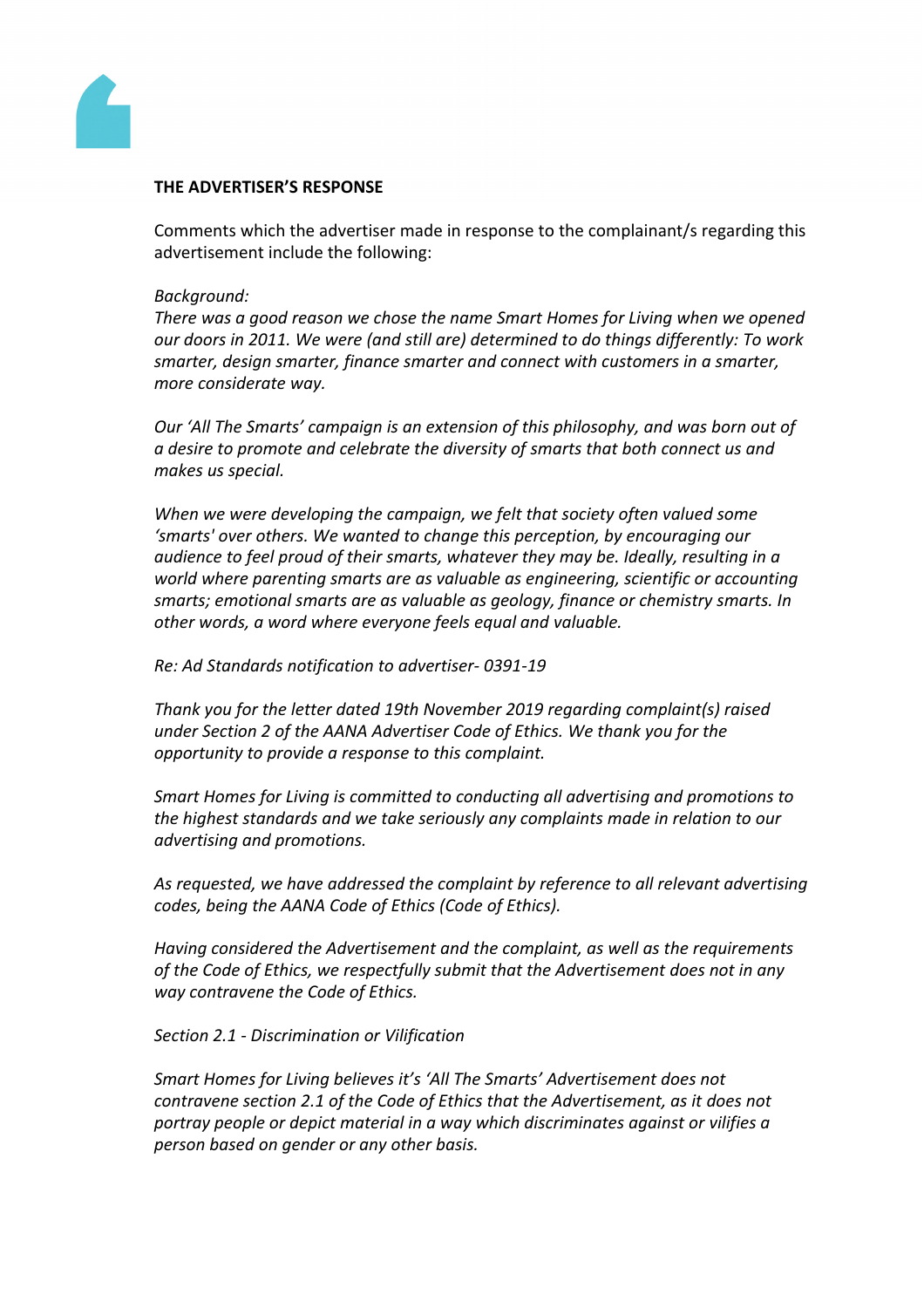**THE ADVERTISER'S RESPONSE**

Comments which the advertiser made in response to the complainant/s regarding this advertisement include the following:

*Background:*

*There was a good reason we chose the name Smart Homes for Living when we opened our doors in 2011. We were (and still are) determined to do things differently: To work smarter, design smarter, finance smarter and connect with customers in a smarter, more considerate way.*

*Our 'All The Smarts' campaign is an extension of this philosophy, and was born out of a desire to promote and celebrate the diversity of smarts that both connect us and makes us special.*

*When we were developing the campaign, we felt that society often valued some 'smarts' over others. We wanted to change this perception, by encouraging our audience to feel proud of their smarts, whatever they may be. Ideally, resulting in a world where parenting smarts are as valuable as engineering, scientific or accounting smarts; emotional smarts are as valuable as geology, finance or chemistry smarts. In other words, a word where everyone feels equal and valuable.*

*Re: Ad Standards notification to advertiser- 0391-19*

*Thank you for the letter dated 19th November 2019 regarding complaint(s) raised under Section 2 of the AANA Advertiser Code of Ethics. We thank you for the opportunity to provide a response to this complaint.*

*Smart Homes for Living is committed to conducting all advertising and promotions to the highest standards and we take seriously any complaints made in relation to our advertising and promotions.*

*As requested, we have addressed the complaint by reference to all relevant advertising codes, being the AANA Code of Ethics (Code of Ethics).*

*Having considered the Advertisement and the complaint, as well as the requirements of the Code of Ethics, we respectfully submit that the Advertisement does not in any way contravene the Code of Ethics.*

*Section 2.1 - Discrimination or Vilification*

*Smart Homes for Living believes it's 'All The Smarts' Advertisement does not contravene section 2.1 of the Code of Ethics that the Advertisement, as it does not portray people or depict material in a way which discriminates against or vilifies a person based on gender or any other basis.*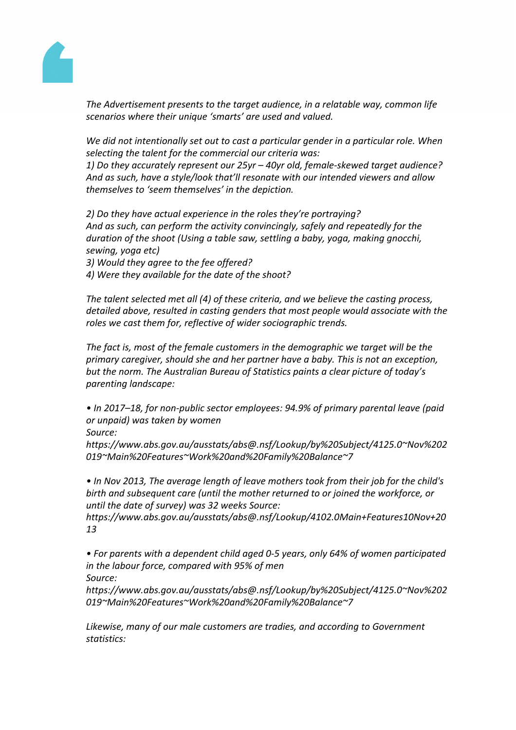*The Advertisement presents to the target audience, in a relatable way, common life scenarios where their unique 'smarts' are used and valued.*

*We did not intentionally set out to cast a particular gender in a particular role. When selecting the talent for the commercial our criteria was:*

*1) Do they accurately represent our 25yr – 40yr old, female-skewed target audience? And as such, have a style/look that'll resonate with our intended viewers and allow themselves to 'seem themselves' in the depiction.*

*2) Do they have actual experience in the roles they're portraying? And as such, can perform the activity convincingly, safely and repeatedly for the duration of the shoot (Using a table saw, settling a baby, yoga, making gnocchi, sewing, yoga etc)*

*3) Would they agree to the fee offered?*

*4) Were they available for the date of the shoot?*

*The talent selected met all (4) of these criteria, and we believe the casting process, detailed above, resulted in casting genders that most people would associate with the roles we cast them for, reflective of wider sociographic trends.*

*The fact is, most of the female customers in the demographic we target will be the primary caregiver, should she and her partner have a baby. This is not an exception, but the norm. The Australian Bureau of Statistics paints a clear picture of today's parenting landscape:*

*• In 2017–18, for non-public sector employees: 94.9% of primary parental leave (paid or unpaid) was taken by women*
*Source:*
*https://www.abs.gov.au/ausstats/abs@.nsf/Lookup/by%20Subject/4125.0~Nov%202019~Main%20Features~Work%20and%20Family%20Balance~7*

*• In Nov 2013, The average length of leave mothers took from their job for the child's birth and subsequent care (until the mother returned to or joined the workforce, or until the date of survey) was 32 weeks Source:*
*https://www.abs.gov.au/ausstats/abs@.nsf/Lookup/4102.0Main+Features10Nov+2013*

*• For parents with a dependent child aged 0-5 years, only 64% of women participated in the labour force, compared with 95% of men*
*Source:*
*https://www.abs.gov.au/ausstats/abs@.nsf/Lookup/by%20Subject/4125.0~Nov%202019~Main%20Features~Work%20and%20Family%20Balance~7*

*Likewise, many of our male customers are tradies, and according to Government statistics:*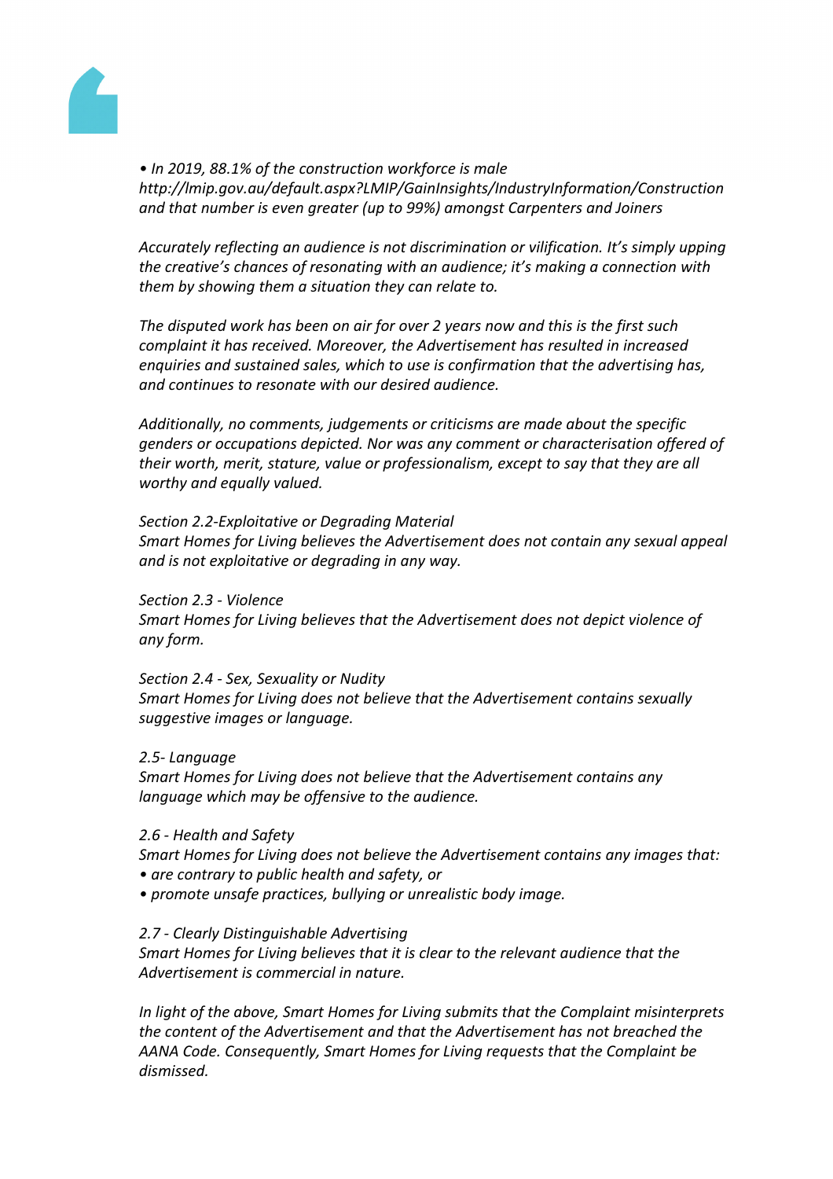*• In 2019, 88.1% of the construction workforce is male http://lmip.gov.au/default.aspx?LMIP/GainInsights/IndustryInformation/Construction and that number is even greater (up to 99%) amongst Carpenters and Joiners*

*Accurately reflecting an audience is not discrimination or vilification. It's simply upping the creative's chances of resonating with an audience; it's making a connection with them by showing them a situation they can relate to.*

*The disputed work has been on air for over 2 years now and this is the first such complaint it has received. Moreover, the Advertisement has resulted in increased enquiries and sustained sales, which to use is confirmation that the advertising has, and continues to resonate with our desired audience.*

*Additionally, no comments, judgements or criticisms are made about the specific genders or occupations depicted. Nor was any comment or characterisation offered of their worth, merit, stature, value or professionalism, except to say that they are all worthy and equally valued.*

*Section 2.2-Exploitative or Degrading Material*
*Smart Homes for Living believes the Advertisement does not contain any sexual appeal and is not exploitative or degrading in any way.*

*Section 2.3 - Violence*
*Smart Homes for Living believes that the Advertisement does not depict violence of any form.*

*Section 2.4 - Sex, Sexuality or Nudity*
*Smart Homes for Living does not believe that the Advertisement contains sexually suggestive images or language.*

*2.5- Language*
*Smart Homes for Living does not believe that the Advertisement contains any language which may be offensive to the audience.*

*2.6 - Health and Safety*
*Smart Homes for Living does not believe the Advertisement contains any images that:*
*• are contrary to public health and safety, or*
*• promote unsafe practices, bullying or unrealistic body image.*

*2.7 - Clearly Distinguishable Advertising*
*Smart Homes for Living believes that it is clear to the relevant audience that the Advertisement is commercial in nature.*

*In light of the above, Smart Homes for Living submits that the Complaint misinterprets the content of the Advertisement and that the Advertisement has not breached the AANA Code. Consequently, Smart Homes for Living requests that the Complaint be dismissed.*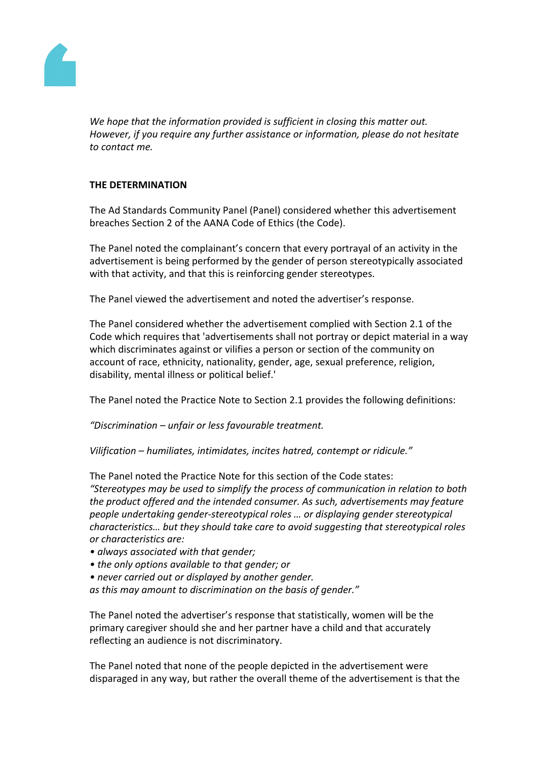*We hope that the information provided is sufficient in closing this matter out. However, if you require any further assistance or information, please do not hesitate to contact me.*

**THE DETERMINATION**

The Ad Standards Community Panel (Panel) considered whether this advertisement breaches Section 2 of the AANA Code of Ethics (the Code).

The Panel noted the complainant's concern that every portrayal of an activity in the advertisement is being performed by the gender of person stereotypically associated with that activity, and that this is reinforcing gender stereotypes.

The Panel viewed the advertisement and noted the advertiser's response.

The Panel considered whether the advertisement complied with Section 2.1 of the Code which requires that 'advertisements shall not portray or depict material in a way which discriminates against or vilifies a person or section of the community on account of race, ethnicity, nationality, gender, age, sexual preference, religion, disability, mental illness or political belief.'

The Panel noted the Practice Note to Section 2.1 provides the following definitions:

*"Discrimination – unfair or less favourable treatment.*

*Vilification – humiliates, intimidates, incites hatred, contempt or ridicule."*

The Panel noted the Practice Note for this section of the Code states:
*"Stereotypes may be used to simplify the process of communication in relation to both the product offered and the intended consumer. As such, advertisements may feature people undertaking gender-stereotypical roles … or displaying gender stereotypical characteristics… but they should take care to avoid suggesting that stereotypical roles or characteristics are:*
- *always associated with that gender;*
- *the only options available to that gender; or*
- *never carried out or displayed by another gender.*

*as this may amount to discrimination on the basis of gender."*

The Panel noted the advertiser's response that statistically, women will be the primary caregiver should she and her partner have a child and that accurately reflecting an audience is not discriminatory.

The Panel noted that none of the people depicted in the advertisement were disparaged in any way, but rather the overall theme of the advertisement is that the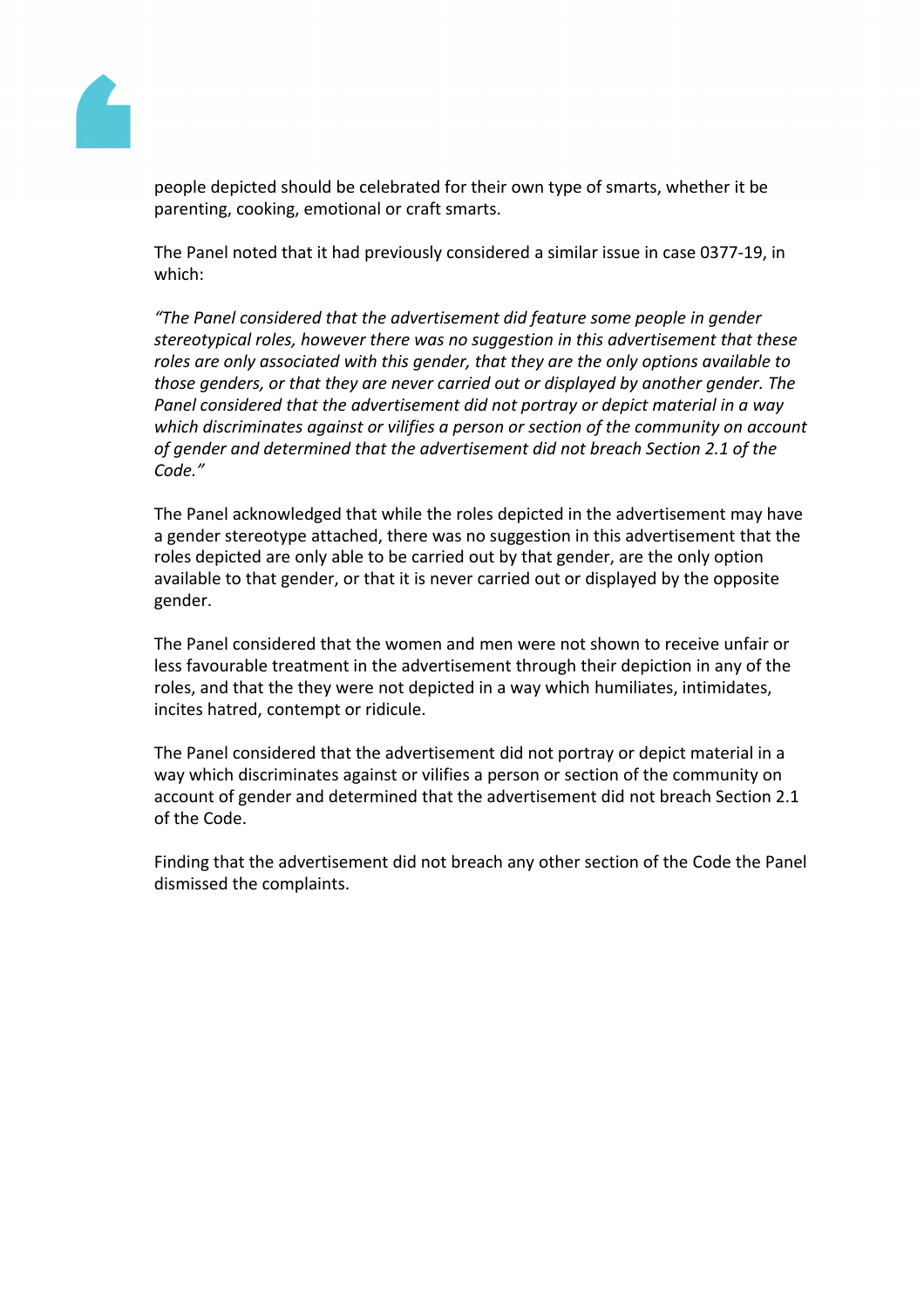people depicted should be celebrated for their own type of smarts, whether it be parenting, cooking, emotional or craft smarts.

The Panel noted that it had previously considered a similar issue in case 0377-19, in which:

*"The Panel considered that the advertisement did feature some people in gender stereotypical roles, however there was no suggestion in this advertisement that these roles are only associated with this gender, that they are the only options available to those genders, or that they are never carried out or displayed by another gender. The Panel considered that the advertisement did not portray or depict material in a way which discriminates against or vilifies a person or section of the community on account of gender and determined that the advertisement did not breach Section 2.1 of the Code."*

The Panel acknowledged that while the roles depicted in the advertisement may have a gender stereotype attached, there was no suggestion in this advertisement that the roles depicted are only able to be carried out by that gender, are the only option available to that gender, or that it is never carried out or displayed by the opposite gender.

The Panel considered that the women and men were not shown to receive unfair or less favourable treatment in the advertisement through their depiction in any of the roles, and that the they were not depicted in a way which humiliates, intimidates, incites hatred, contempt or ridicule.

The Panel considered that the advertisement did not portray or depict material in a way which discriminates against or vilifies a person or section of the community on account of gender and determined that the advertisement did not breach Section 2.1 of the Code.

Finding that the advertisement did not breach any other section of the Code the Panel dismissed the complaints.